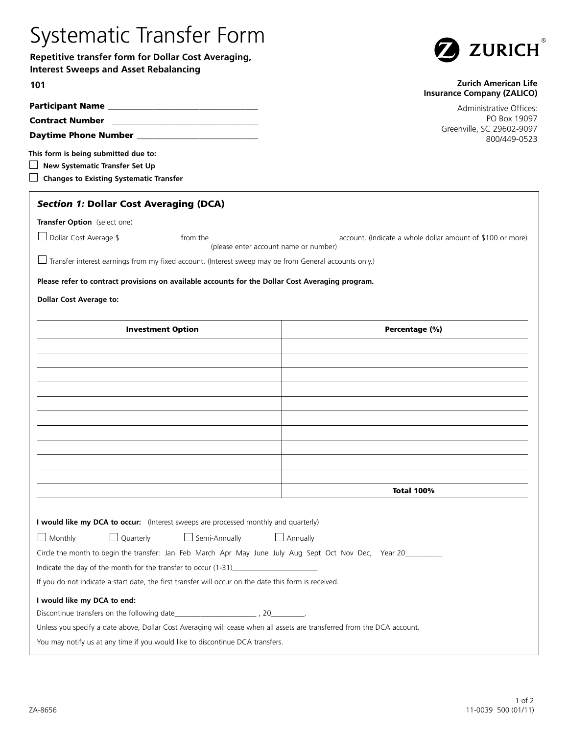# Systematic Transfer Form

**Repetitive transfer form for Dollar Cost Averaging, Interest Sweeps and Asset Rebalancing**

**101**

**ZURICH**

**Zurich American Life Insurance Company (ZALICO)**

Administrative Offices:
PO Box 19097
Greenville, SC 29602-9097
800/449-0523

**Participant Name** ___________________________________

**Contract Number** ___________________________________

**Daytime Phone Number** ______________________________

**This form is being submitted due to:**

☐ **New Systematic Transfer Set Up**

☐ **Changes to Existing Systematic Transfer**

## *Section 1:* Dollar Cost Averaging (DCA)

**Transfer Option** (select one)

☐ Dollar Cost Average $________________ from the _________________________________ account. (Indicate a whole dollar amount of $100 or more)
(please enter account name or number)

☐ Transfer interest earnings from my fixed account. (Interest sweep may be from General accounts only.)

**Please refer to contract provisions on available accounts for the Dollar Cost Averaging program.**

**Dollar Cost Average to:**

| Investment Option | Percentage (%) |
|---|---|
| | |
| | |
| | |
| | |
| | |
| | |
| | |
| | |
| | |
| | |
| | **Total 100%** |

**I would like my DCA to occur:** (Interest sweeps are processed monthly and quarterly)

☐ Monthly ☐ Quarterly ☐ Semi-Annually ☐ Annually

Circle the month to begin the transfer: Jan Feb March Apr May June July Aug Sept Oct Nov Dec, Year 20__________

Indicate the day of the month for the transfer to occur (1-31)_______________________

If you do not indicate a start date, the first transfer will occur on the date this form is received.

**I would like my DCA to end:**

Discontinue transfers on the following date______________________ , 20_________.

Unless you specify a date above, Dollar Cost Averaging will cease when all assets are transferred from the DCA account.

You may notify us at any time if you would like to discontinue DCA transfers.

ZA-8656

11-0039 500 (01/11)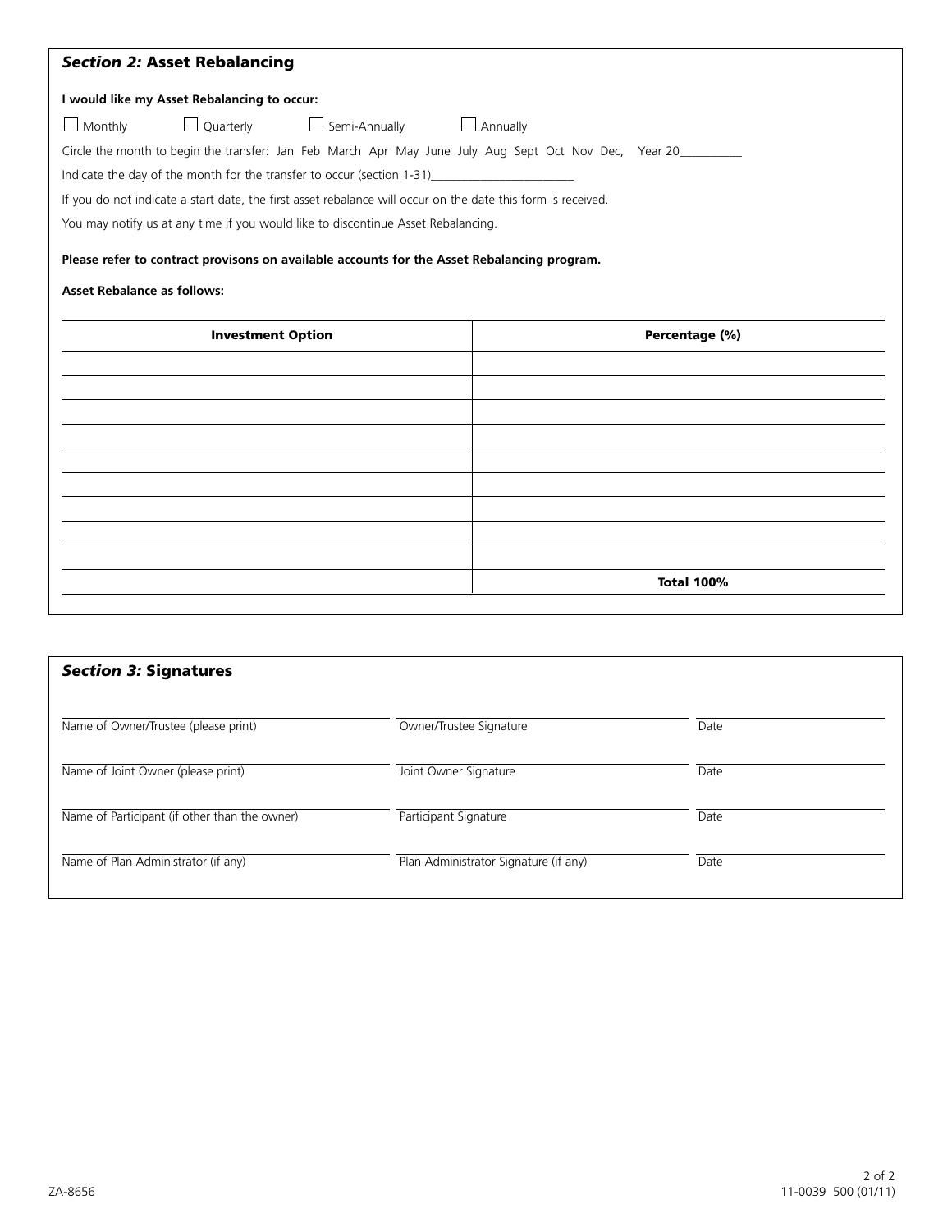## *Section 2:* Asset Rebalancing

**I would like my Asset Rebalancing to occur:**

☐ Monthly ☐ Quarterly ☐ Semi-Annually ☐ Annually

Circle the month to begin the transfer: Jan Feb March Apr May June July Aug Sept Oct Nov Dec, Year 20__________

Indicate the day of the month for the transfer to occur (section 1-31)_______________________

If you do not indicate a start date, the first asset rebalance will occur on the date this form is received.

You may notify us at any time if you would like to discontinue Asset Rebalancing.

**Please refer to contract provisons on available accounts for the Asset Rebalancing program.**

**Asset Rebalance as follows:**

| Investment Option | Percentage (%) |
|---|---|
| | |
| | |
| | |
| | |
| | |
| | |
| | |
| | |
| | |
| | **Total 100%** |

## *Section 3:* Signatures

| | | |
|---|---|---|
| Name of Owner/Trustee (please print) | Owner/Trustee Signature | Date |
| Name of Joint Owner (please print) | Joint Owner Signature | Date |
| Name of Participant (if other than the owner) | Participant Signature | Date |
| Name of Plan Administrator (if any) | Plan Administrator Signature (if any) | Date |

ZA-8656

11-0039 500 (01/11)